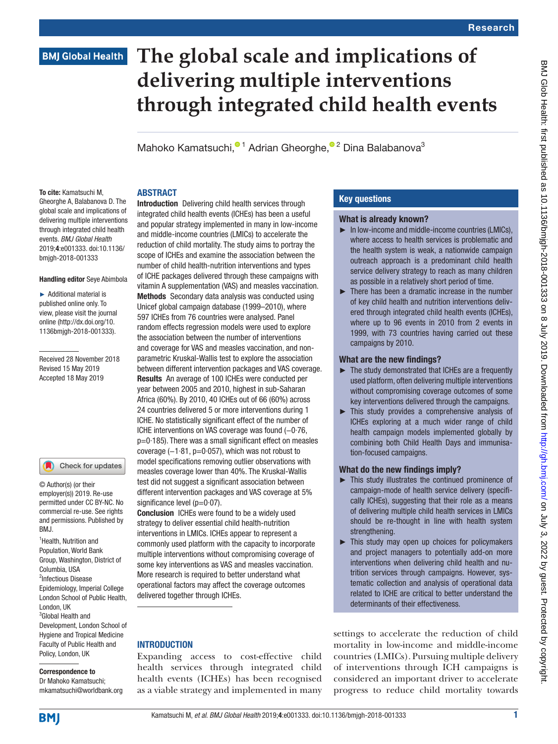# The global scale and implications of delivering multiple interventions through integrated child health events

Mahoko Kamatsuchi,[1] Adrian Gheorghe,[2] Dina Balabanova[3]

To cite: Kamatsuchi M, Gheorghe A, Balabanova D. The global scale and implications of delivering multiple interventions through integrated child health events. *BMJ Global Health* 2019;**4**:e001333. doi:10.1136/bmjgh-2018-001333

Handling editor Seye Abimbola

► Additional material is published online only. To view, please visit the journal online (http://dx.doi.org/10.1136bmjgh-2018-001333).

Received 28 November 2018
Revised 15 May 2019
Accepted 18 May 2019

© Author(s) (or their employer(s)) 2019. Re-use permitted under CC BY-NC. No commercial re-use. See rights and permissions. Published by BMJ.

[1]Health, Nutrition and Population, World Bank Group, Washington, District of Columbia, USA
[2]Infectious Disease Epidemiology, Imperial College London School of Public Health, London, UK
[3]Global Health and Development, London School of Hygiene and Tropical Medicine Faculty of Public Health and Policy, London, UK

**Correspondence to**
Dr Mahoko Kamatsuchi; mkamatsuchi@worldbank.org

## ABSTRACT

**Introduction** Delivering child health services through integrated child health events (ICHEs) has been a useful and popular strategy implemented in many in low-income and middle-income countries (LMICs) to accelerate the reduction of child mortality. The study aims to portray the scope of ICHEs and examine the association between the number of child health-nutrition interventions and types of ICHE packages delivered through these campaigns with vitamin A supplementation (VAS) and measles vaccination.

**Methods** Secondary data analysis was conducted using Unicef global campaign database (1999–2010), where 597 ICHEs from 76 countries were analysed. Panel random effects regression models were used to explore the association between the number of interventions and coverage for VAS and measles vaccination, and non-parametric Kruskal-Wallis test to explore the association between different intervention packages and VAS coverage.

**Results** An average of 100 ICHEs were conducted per year between 2005 and 2010, highest in sub-Saharan Africa (60%). By 2010, 40 ICHEs out of 66 (60%) across 24 countries delivered 5 or more interventions during 1 ICHE. No statistically significant effect of the number of ICHE interventions on VAS coverage was found (–0·76, p=0·185). There was a small significant effect on measles coverage (–1·81, p=0·057), which was not robust to model specifications removing outlier observations with measles coverage lower than 40%. The Kruskal-Wallis test did not suggest a significant association between different intervention packages and VAS coverage at 5% significance level (p=0·07).

**Conclusion** ICHEs were found to be a widely used strategy to deliver essential child health-nutrition interventions in LMICs. ICHEs appear to represent a commonly used platform with the capacity to incorporate multiple interventions without compromising coverage of some key interventions as VAS and measles vaccination. More research is required to better understand what operational factors may affect the coverage outcomes delivered together through ICHEs.

## Key questions

### What is already known?

- In low-income and middle-income countries (LMICs), where access to health services is problematic and the health system is weak, a nationwide campaign outreach approach is a predominant child health service delivery strategy to reach as many children as possible in a relatively short period of time.
- There has been a dramatic increase in the number of key child health and nutrition interventions delivered through integrated child health events (ICHEs), where up to 96 events in 2010 from 2 events in 1999, with 73 countries having carried out these campaigns by 2010.

### What are the new findings?

- The study demonstrated that ICHEs are a frequently used platform, often delivering multiple interventions without compromising coverage outcomes of some key interventions delivered through the campaigns.
- This study provides a comprehensive analysis of ICHEs exploring at a much wider range of child health campaign models implemented globally by combining both Child Health Days and immunisation-focused campaigns.

### What do the new findings imply?

- This study illustrates the continued prominence of campaign-mode of health service delivery (specifically ICHEs), suggesting that their role as a means of delivering multiple child health services in LMICs should be re-thought in line with health system strengthening.
- This study may open up choices for policymakers and project managers to potentially add-on more interventions when delivering child health and nutrition services through campaigns. However, systematic collection and analysis of operational data related to ICHE are critical to better understand the determinants of their effectiveness.

## INTRODUCTION

Expanding access to cost-effective child health services through integrated child health events (ICHEs) has been recognised as a viable strategy and implemented in many settings to accelerate the reduction of child mortality in low-income and middle-income countries (LMICs). Pursuing multiple delivery of interventions through ICH campaigns is considered an important driver to accelerate progress to reduce child mortality towards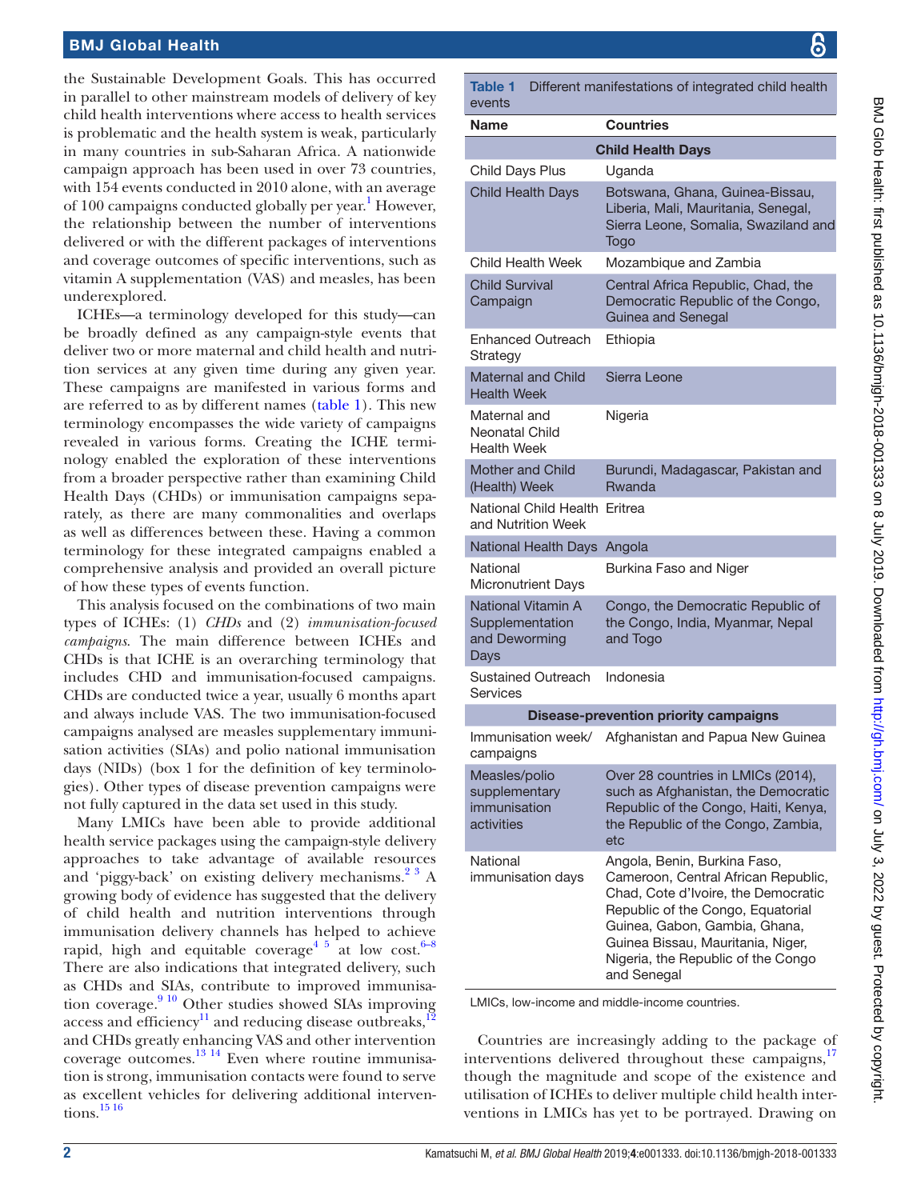the Sustainable Development Goals. This has occurred in parallel to other mainstream models of delivery of key child health interventions where access to health services is problematic and the health system is weak, particularly in many countries in sub-Saharan Africa. A nationwide campaign approach has been used in over 73 countries, with 154 events conducted in 2010 alone, with an average of 100 campaigns conducted globally per year.[1] However, the relationship between the number of interventions delivered or with the different packages of interventions and coverage outcomes of specific interventions, such as vitamin A supplementation (VAS) and measles, has been underexplored.

ICHEs—a terminology developed for this study—can be broadly defined as any campaign-style events that deliver two or more maternal and child health and nutrition services at any given time during any given year. These campaigns are manifested in various forms and are referred to as by different names (table 1). This new terminology encompasses the wide variety of campaigns revealed in various forms. Creating the ICHE terminology enabled the exploration of these interventions from a broader perspective rather than examining Child Health Days (CHDs) or immunisation campaigns separately, as there are many commonalities and overlaps as well as differences between these. Having a common terminology for these integrated campaigns enabled a comprehensive analysis and provided an overall picture of how these types of events function.

This analysis focused on the combinations of two main types of ICHEs: (1) *CHDs* and (2) *immunisation-focused campaigns*. The main difference between ICHEs and CHDs is that ICHE is an overarching terminology that includes CHD and immunisation-focused campaigns. CHDs are conducted twice a year, usually 6 months apart and always include VAS. The two immunisation-focused campaigns analysed are measles supplementary immunisation activities (SIAs) and polio national immunisation days (NIDs) (box 1 for the definition of key terminologies). Other types of disease prevention campaigns were not fully captured in the data set used in this study.

Many LMICs have been able to provide additional health service packages using the campaign-style delivery approaches to take advantage of available resources and 'piggy-back' on existing delivery mechanisms.[2,3] A growing body of evidence has suggested that the delivery of child health and nutrition interventions through immunisation delivery channels has helped to achieve rapid, high and equitable coverage[4,5] at low cost.[6–8] There are also indications that integrated delivery, such as CHDs and SIAs, contribute to improved immunisation coverage.[9,10] Other studies showed SIAs improving access and efficiency[11] and reducing disease outbreaks,[12] and CHDs greatly enhancing VAS and other intervention coverage outcomes.[13,14] Even where routine immunisation is strong, immunisation contacts were found to serve as excellent vehicles for delivering additional interventions.[15,16]

**Table 1** Different manifestations of integrated child health events

| Name | Countries |
|---|---|
| **Child Health Days** | |
| Child Days Plus | Uganda |
| Child Health Days | Botswana, Ghana, Guinea-Bissau, Liberia, Mali, Mauritania, Senegal, Sierra Leone, Somalia, Swaziland and Togo |
| Child Health Week | Mozambique and Zambia |
| Child Survival Campaign | Central Africa Republic, Chad, the Democratic Republic of the Congo, Guinea and Senegal |
| Enhanced Outreach Strategy | Ethiopia |
| Maternal and Child Health Week | Sierra Leone |
| Maternal and Neonatal Child Health Week | Nigeria |
| Mother and Child (Health) Week | Burundi, Madagascar, Pakistan and Rwanda |
| National Child Health and Nutrition Week | Eritrea |
| National Health Days | Angola |
| National Micronutrient Days | Burkina Faso and Niger |
| National Vitamin A Supplementation and Deworming Days | Congo, the Democratic Republic of the Congo, India, Myanmar, Nepal and Togo |
| Sustained Outreach Services | Indonesia |
| **Disease-prevention priority campaigns** | |
| Immunisation week/campaigns | Afghanistan and Papua New Guinea |
| Measles/polio supplementary immunisation activities | Over 28 countries in LMICs (2014), such as Afghanistan, the Democratic Republic of the Congo, Haiti, Kenya, the Republic of the Congo, Zambia, etc |
| National immunisation days | Angola, Benin, Burkina Faso, Cameroon, Central African Republic, Chad, Cote d'Ivoire, the Democratic Republic of the Congo, Equatorial Guinea, Gabon, Gambia, Ghana, Guinea Bissau, Mauritania, Niger, Nigeria, the Republic of the Congo and Senegal |

LMICs, low-income and middle-income countries.

Countries are increasingly adding to the package of interventions delivered throughout these campaigns,[17] though the magnitude and scope of the existence and utilisation of ICHEs to deliver multiple child health interventions in LMICs has yet to be portrayed. Drawing on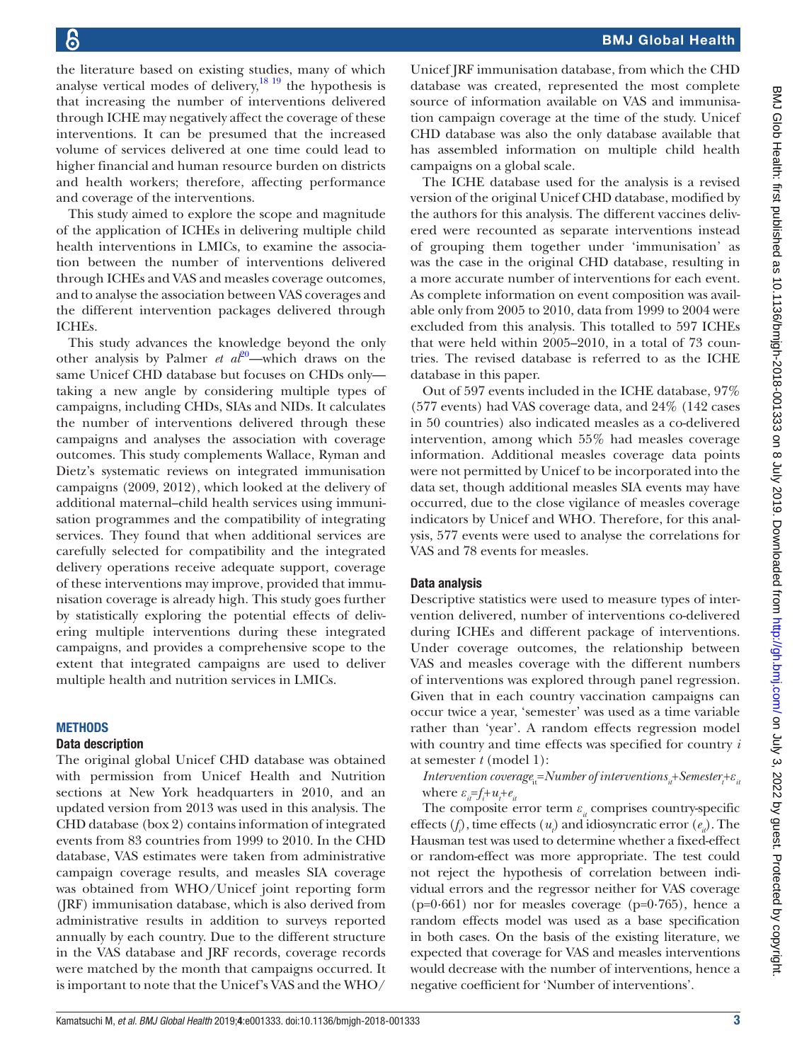the literature based on existing studies, many of which analyse vertical modes of delivery,[18 19] the hypothesis is that increasing the number of interventions delivered through ICHE may negatively affect the coverage of these interventions. It can be presumed that the increased volume of services delivered at one time could lead to higher financial and human resource burden on districts and health workers; therefore, affecting performance and coverage of the interventions.

This study aimed to explore the scope and magnitude of the application of ICHEs in delivering multiple child health interventions in LMICs, to examine the association between the number of interventions delivered through ICHEs and VAS and measles coverage outcomes, and to analyse the association between VAS coverages and the different intervention packages delivered through ICHEs.

This study advances the knowledge beyond the only other analysis by Palmer *et al*[20]—which draws on the same Unicef CHD database but focuses on CHDs only—taking a new angle by considering multiple types of campaigns, including CHDs, SIAs and NIDs. It calculates the number of interventions delivered through these campaigns and analyses the association with coverage outcomes. This study complements Wallace, Ryman and Dietz's systematic reviews on integrated immunisation campaigns (2009, 2012), which looked at the delivery of additional maternal–child health services using immunisation programmes and the compatibility of integrating services. They found that when additional services are carefully selected for compatibility and the integrated delivery operations receive adequate support, coverage of these interventions may improve, provided that immunisation coverage is already high. This study goes further by statistically exploring the potential effects of delivering multiple interventions during these integrated campaigns, and provides a comprehensive scope to the extent that integrated campaigns are used to deliver multiple health and nutrition services in LMICs.

## METHODS

### Data description

The original global Unicef CHD database was obtained with permission from Unicef Health and Nutrition sections at New York headquarters in 2010, and an updated version from 2013 was used in this analysis. The CHD database (box 2) contains information of integrated events from 83 countries from 1999 to 2010. In the CHD database, VAS estimates were taken from administrative campaign coverage results, and measles SIA coverage was obtained from WHO/Unicef joint reporting form (JRF) immunisation database, which is also derived from administrative results in addition to surveys reported annually by each country. Due to the different structure in the VAS database and JRF records, coverage records were matched by the month that campaigns occurred. It is important to note that the Unicef's VAS and the WHO/Unicef JRF immunisation database, from which the CHD database was created, represented the most complete source of information available on VAS and immunisation campaign coverage at the time of the study. Unicef CHD database was also the only database available that has assembled information on multiple child health campaigns on a global scale.

The ICHE database used for the analysis is a revised version of the original Unicef CHD database, modified by the authors for this analysis. The different vaccines delivered were recounted as separate interventions instead of grouping them together under 'immunisation' as was the case in the original CHD database, resulting in a more accurate number of interventions for each event. As complete information on event composition was available only from 2005 to 2010, data from 1999 to 2004 were excluded from this analysis. This totalled to 597 ICHEs that were held within 2005–2010, in a total of 73 countries. The revised database is referred to as the ICHE database in this paper.

Out of 597 events included in the ICHE database, 97% (577 events) had VAS coverage data, and 24% (142 cases in 50 countries) also indicated measles as a co-delivered intervention, among which 55% had measles coverage information. Additional measles coverage data points were not permitted by Unicef to be incorporated into the data set, though additional measles SIA events may have occurred, due to the close vigilance of measles coverage indicators by Unicef and WHO. Therefore, for this analysis, 577 events were used to analyse the correlations for VAS and 78 events for measles.

### Data analysis

Descriptive statistics were used to measure types of intervention delivered, number of interventions co-delivered during ICHEs and different package of interventions. Under coverage outcomes, the relationship between VAS and measles coverage with the different numbers of interventions was explored through panel regression. Given that in each country vaccination campaigns can occur twice a year, 'semester' was used as a time variable rather than 'year'. A random effects regression model with country and time effects was specified for country $i$ at semester $t$ (model 1):

$$\textit{Intervention coverage}_{it} = \textit{Number of interventions}_{it} + \textit{Semester}_{t} + \varepsilon_{it}$$

where $\varepsilon_{it} = f_i + u_t + e_{it}$

The composite error term $\varepsilon_{it}$ comprises country-specific effects ($f_i$), time effects ($u_t$) and idiosyncratic error ($e_{it}$). The Hausman test was used to determine whether a fixed-effect or random-effect was more appropriate. The test could not reject the hypothesis of correlation between individual errors and the regressor neither for VAS coverage ($p=0{\cdot}661$) nor for measles coverage ($p=0{\cdot}765$), hence a random effects model was used as a base specification in both cases. On the basis of the existing literature, we expected that coverage for VAS and measles interventions would decrease with the number of interventions, hence a negative coefficient for 'Number of interventions'.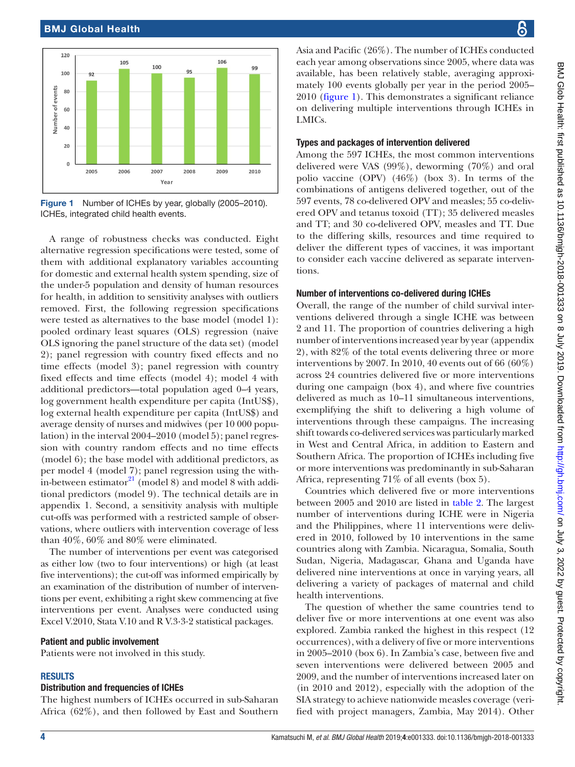120
100
80
60
40
20
0
Number of events
92
105
100
95
106
99
2005
2006
2007
2008
2009
2010
Year

**Figure 1** Number of ICHEs by year, globally (2005–2010). ICHEs, integrated child health events.

A range of robustness checks was conducted. Eight alternative regression specifications were tested, some of them with additional explanatory variables accounting for domestic and external health system spending, size of the under-5 population and density of human resources for health, in addition to sensitivity analyses with outliers removed. First, the following regression specifications were tested as alternatives to the base model (model 1): pooled ordinary least squares (OLS) regression (naive OLS ignoring the panel structure of the data set) (model 2); panel regression with country fixed effects and no time effects (model 3); panel regression with country fixed effects and time effects (model 4); model 4 with additional predictors—total population aged 0–4 years, log government health expenditure per capita (IntUS$), log external health expenditure per capita (IntUS$) and average density of nurses and midwives (per 10 000 population) in the interval 2004–2010 (model 5); panel regression with country random effects and no time effects (model 6); the base model with additional predictors, as per model 4 (model 7); panel regression using the within-between estimator[21] (model 8) and model 8 with additional predictors (model 9). The technical details are in appendix 1. Second, a sensitivity analysis with multiple cut-offs was performed with a restricted sample of observations, where outliers with intervention coverage of less than 40%, 60% and 80% were eliminated.

The number of interventions per event was categorised as either low (two to four interventions) or high (at least five interventions); the cut-off was informed empirically by an examination of the distribution of number of interventions per event, exhibiting a right skew commencing at five interventions per event. Analyses were conducted using Excel V.2010, Stata V.10 and R V.3·3·2 statistical packages.

### Patient and public involvement

Patients were not involved in this study.

## RESULTS

### Distribution and frequencies of ICHEs

The highest numbers of ICHEs occurred in sub-Saharan Africa (62%), and then followed by East and Southern Asia and Pacific (26%). The number of ICHEs conducted each year among observations since 2005, where data was available, has been relatively stable, averaging approximately 100 events globally per year in the period 2005–2010 (figure 1). This demonstrates a significant reliance on delivering multiple interventions through ICHEs in LMICs.

### Types and packages of intervention delivered

Among the 597 ICHEs, the most common interventions delivered were VAS (99%), deworming (70%) and oral polio vaccine (OPV) (46%) (box 3). In terms of the combinations of antigens delivered together, out of the 597 events, 78 co-delivered OPV and measles; 55 co-delivered OPV and tetanus toxoid (TT); 35 delivered measles and TT; and 30 co-delivered OPV, measles and TT. Due to the differing skills, resources and time required to deliver the different types of vaccines, it was important to consider each vaccine delivered as separate interventions.

### Number of interventions co-delivered during ICHEs

Overall, the range of the number of child survival interventions delivered through a single ICHE was between 2 and 11. The proportion of countries delivering a high number of interventions increased year by year (appendix 2), with 82% of the total events delivering three or more interventions by 2007. In 2010, 40 events out of 66 (60%) across 24 countries delivered five or more interventions during one campaign (box 4), and where five countries delivered as much as 10–11 simultaneous interventions, exemplifying the shift to delivering a high volume of interventions through these campaigns. The increasing shift towards co-delivered services was particularly marked in West and Central Africa, in addition to Eastern and Southern Africa. The proportion of ICHEs including five or more interventions was predominantly in sub-Saharan Africa, representing 71% of all events (box 5).

Countries which delivered five or more interventions between 2005 and 2010 are listed in table 2. The largest number of interventions during ICHE were in Nigeria and the Philippines, where 11 interventions were delivered in 2010, followed by 10 interventions in the same countries along with Zambia. Nicaragua, Somalia, South Sudan, Nigeria, Madagascar, Ghana and Uganda have delivered nine interventions at once in varying years, all delivering a variety of packages of maternal and child health interventions.

The question of whether the same countries tend to deliver five or more interventions at one event was also explored. Zambia ranked the highest in this respect (12 occurrences), with a delivery of five or more interventions in 2005–2010 (box 6). In Zambia's case, between five and seven interventions were delivered between 2005 and 2009, and the number of interventions increased later on (in 2010 and 2012), especially with the adoption of the SIA strategy to achieve nationwide measles coverage (verified with project managers, Zambia, May 2014). Other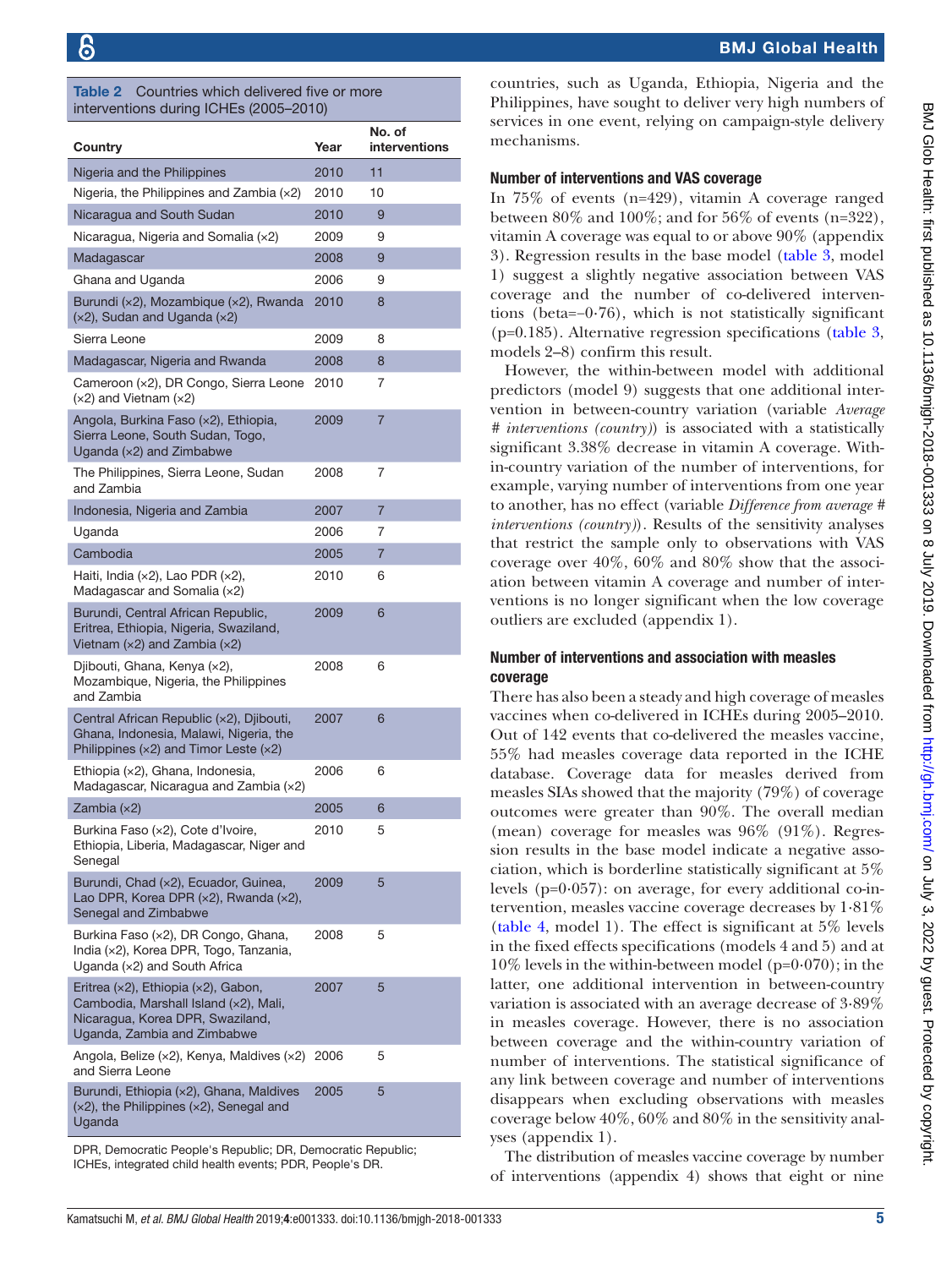**Table 2** Countries which delivered five or more interventions during ICHEs (2005–2010)

| Country | Year | No. of interventions |
|---|---|---|
| Nigeria and the Philippines | 2010 | 11 |
| Nigeria, the Philippines and Zambia (×2) | 2010 | 10 |
| Nicaragua and South Sudan | 2010 | 9 |
| Nicaragua, Nigeria and Somalia (×2) | 2009 | 9 |
| Madagascar | 2008 | 9 |
| Ghana and Uganda | 2006 | 9 |
| Burundi (×2), Mozambique (×2), Rwanda (×2), Sudan and Uganda (×2) | 2010 | 8 |
| Sierra Leone | 2009 | 8 |
| Madagascar, Nigeria and Rwanda | 2008 | 8 |
| Cameroon (×2), DR Congo, Sierra Leone (×2) and Vietnam (×2) | 2010 | 7 |
| Angola, Burkina Faso (×2), Ethiopia, Sierra Leone, South Sudan, Togo, Uganda (×2) and Zimbabwe | 2009 | 7 |
| The Philippines, Sierra Leone, Sudan and Zambia | 2008 | 7 |
| Indonesia, Nigeria and Zambia | 2007 | 7 |
| Uganda | 2006 | 7 |
| Cambodia | 2005 | 7 |
| Haiti, India (×2), Lao PDR (×2), Madagascar and Somalia (×2) | 2010 | 6 |
| Burundi, Central African Republic, Eritrea, Ethiopia, Nigeria, Swaziland, Vietnam (×2) and Zambia (×2) | 2009 | 6 |
| Djibouti, Ghana, Kenya (×2), Mozambique, Nigeria, the Philippines and Zambia | 2008 | 6 |
| Central African Republic (×2), Djibouti, Ghana, Indonesia, Malawi, Nigeria, the Philippines (×2) and Timor Leste (×2) | 2007 | 6 |
| Ethiopia (×2), Ghana, Indonesia, Madagascar, Nicaragua and Zambia (×2) | 2006 | 6 |
| Zambia (×2) | 2005 | 6 |
| Burkina Faso (×2), Cote d'Ivoire, Ethiopia, Liberia, Madagascar, Niger and Senegal | 2010 | 5 |
| Burundi, Chad (×2), Ecuador, Guinea, Lao DPR, Korea DPR (×2), Rwanda (×2), Senegal and Zimbabwe | 2009 | 5 |
| Burkina Faso (×2), DR Congo, Ghana, India (×2), Korea DPR, Togo, Tanzania, Uganda (×2) and South Africa | 2008 | 5 |
| Eritrea (×2), Ethiopia (×2), Gabon, Cambodia, Marshall Island (×2), Mali, Nicaragua, Korea DPR, Swaziland, Uganda, Zambia and Zimbabwe | 2007 | 5 |
| Angola, Belize (×2), Kenya, Maldives (×2) and Sierra Leone | 2006 | 5 |
| Burundi, Ethiopia (×2), Ghana, Maldives (×2), the Philippines (×2), Senegal and Uganda | 2005 | 5 |

DPR, Democratic People's Republic; DR, Democratic Republic; ICHEs, integrated child health events; PDR, People's DR.

countries, such as Uganda, Ethiopia, Nigeria and the Philippines, have sought to deliver very high numbers of services in one event, relying on campaign-style delivery mechanisms.

### Number of interventions and VAS coverage

In 75% of events (n=429), vitamin A coverage ranged between 80% and 100%; and for 56% of events (n=322), vitamin A coverage was equal to or above 90% (appendix 3). Regression results in the base model (table 3, model 1) suggest a slightly negative association between VAS coverage and the number of co-delivered interventions (beta=−0·76), which is not statistically significant (p=0.185). Alternative regression specifications (table 3, models 2–8) confirm this result.

However, the within-between model with additional predictors (model 9) suggests that one additional intervention in between-country variation (variable *Average # interventions (country)*) is associated with a statistically significant 3.38% decrease in vitamin A coverage. Within-country variation of the number of interventions, for example, varying number of interventions from one year to another, has no effect (variable *Difference from average # interventions (country)*). Results of the sensitivity analyses that restrict the sample only to observations with VAS coverage over 40%, 60% and 80% show that the association between vitamin A coverage and number of interventions is no longer significant when the low coverage outliers are excluded (appendix 1).

### Number of interventions and association with measles coverage

There has also been a steady and high coverage of measles vaccines when co-delivered in ICHEs during 2005–2010. Out of 142 events that co-delivered the measles vaccine, 55% had measles coverage data reported in the ICHE database. Coverage data for measles derived from measles SIAs showed that the majority (79%) of coverage outcomes were greater than 90%. The overall median (mean) coverage for measles was 96% (91%). Regression results in the base model indicate a negative association, which is borderline statistically significant at 5% levels (p=0·057): on average, for every additional co-intervention, measles vaccine coverage decreases by 1·81% (table 4, model 1). The effect is significant at 5% levels in the fixed effects specifications (models 4 and 5) and at 10% levels in the within-between model (p=0·070); in the latter, one additional intervention in between-country variation is associated with an average decrease of 3·89% in measles coverage. However, there is no association between coverage and the within-country variation of number of interventions. The statistical significance of any link between coverage and number of interventions disappears when excluding observations with measles coverage below 40%, 60% and 80% in the sensitivity analyses (appendix 1).

The distribution of measles vaccine coverage by number of interventions (appendix 4) shows that eight or nine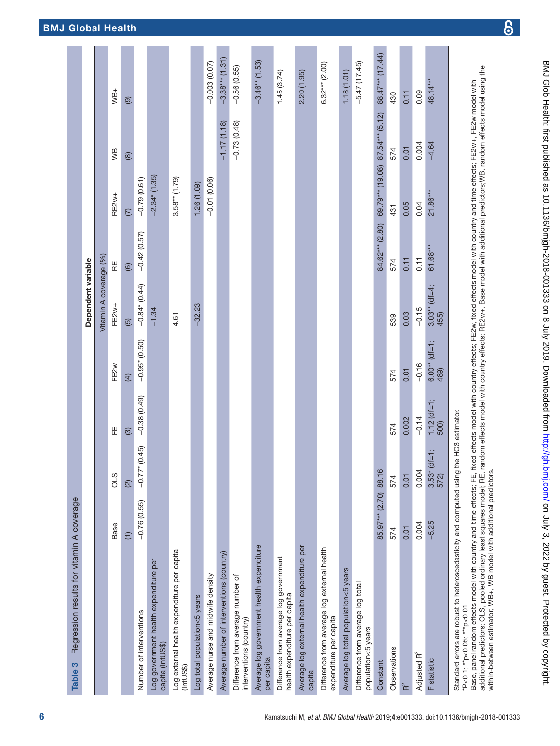**Table 3** Regression results for vitamin A coverage

| | Dependent variable | | | | | | | | |
|---|---|---|---|---|---|---|---|---|---|
| | Vitamin A coverage (%) | | | | | | | | |
| | Base | OLS | FE | FE2w | FE2w+ | RE | RE2w+ | WB | WB+ |
| | (1) | (2) | (3) | (4) | (5) | (6) | (7) | (8) | (9) |
| Number of interventions | −0.76 (0.55) | −0.77* (0.45) | −0.38 (0.49) | −0.95* (0.50) | −0.84* (0.44) | −0.42 (0.57) | −0.79 (0.61) | | |
| Log government health expenditure per capita (IntUS$) | | | | | −1.34 | | −2.34* (1.35) | | |
| Log external health expenditure per capita (IntUS$) | | | | | 4.61 | | 3.58** (1.79) | | |
| Log total population<5 years | | | | | −32.23 | | 1.26 (1.09) | | |
| Average nurse and midwife density | | | | | | | −0.01 (0.06) | | −0.003 (0.07) |
| Average number of interventions (country) | | | | | | | | −1.17 (1.18) | −3.38*** (1.31) |
| Difference from average number of interventions (country) | | | | | | | | −0.73 (0.48) | −0.56 (0.55) |
| Average log government health expenditure per capita | | | | | | | | | −3.46** (1.53) |
| Difference from average log government health expenditure per capita | | | | | | | | | 1.45 (3.74) |
| Average log external health expenditure per capita | | | | | | | | | 2.20 (1.95) |
| Difference from average log external health expenditure per capita | | | | | | | | | 6.32*** (2.00) |
| Average log total population<5 years | | | | | | | | | 1.18 (1.01) |
| Difference from average log total population<5 years | | | | | | | | | −5.47 (17.45) |
| Constant | 85.97*** (2.70) | 88.16 | | | | 84.62*** (2.80) | 69.79*** (19.08) | 87.54*** (5.12) | 88.47*** (17.44) |
| Observations | 574 | 574 | 574 | 574 | 539 | 574 | 431 | 574 | 430 |
| $R^2$ | 0.01 | 0.01 | 0.002 | 0.01 | 0.03 | 0.11 | 0.05 | 0.01 | 0.11 |
| Adjusted $R^2$ | 0.004 | 0.004 | −0.14 | −0.16 | −0.15 | 0.11 | 0.04 | 0.004 | 0.09 |
| F statistic | −5.25 | 3.53* (df=1; 572) | 1.12 (df=1; 500) | 6.00** (df=1; 489) | 3.03** (df=4; 455) | 61.68*** | 21.86*** | −4.64 | 48.14*** |

Standard errors are robust to heteroscedasticity and computed using the HC3 estimator.

*P<0.1; **p<0.05; ***p<0.01.

Base, panel random effects model with country and time effects; FE, fixed effects model with country effects; FE2w, fixed effects model with country and time effects; FE2w+, FE2w model with additional predictors; OLS, pooled ordinary least squares model; RE, random effects model with country effects; RE2w+, Base model with additional predictors;WB, random effects model using the within-between estimator; WB+, WB model with additional predictors.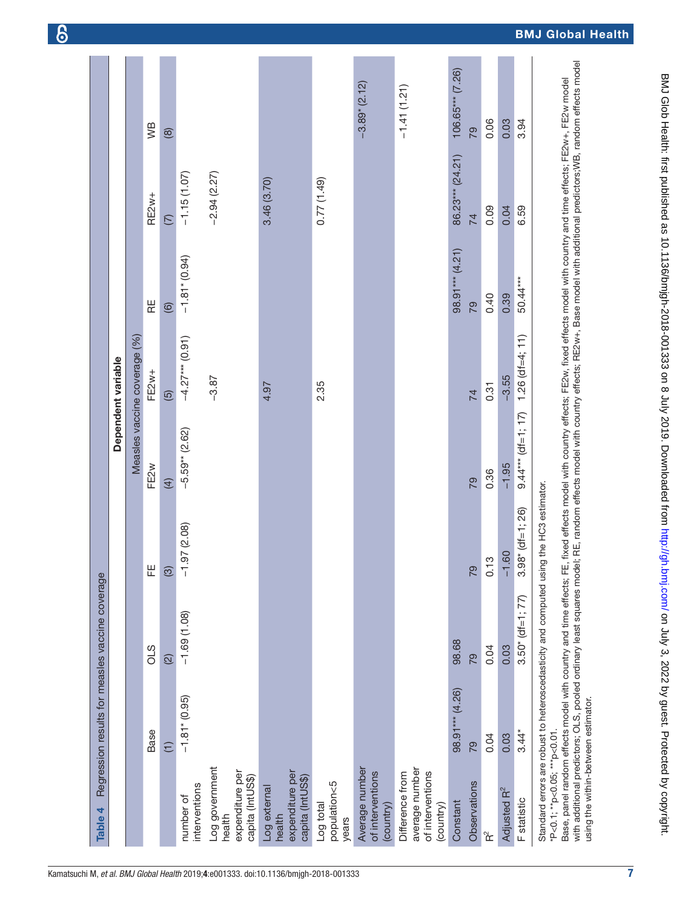**Table 4** Regression results for measles vaccine coverage

| | Dependent variable | | | | | | | |
|---|---|---|---|---|---|---|---|---|
| | Measles vaccine coverage (%) | | | | | | | |
| | Base | OLS | FE | FE2w | FE2w+ | RE | RE2w+ | WB |
| | (1) | (2) | (3) | (4) | (5) | (6) | (7) | (8) |
| number of interventions | −1.81* (0.95) | −1.69 (1.08) | −1.97 (2.08) | −5.59** (2.62) | −4.27*** (0.91) | −1.81* (0.94) | −1.15 (1.07) | |
| Log government health expenditure per capita (IntUS$) | | | | | −3.87 | | −2.94 (2.27) | |
| Log external health expenditure per capita (IntUS$) | | | | | 4.97 | | 3.46 (3.70) | |
| Log total population<5 years | | | | | 2.35 | | 0.77 (1.49) | |
| Average number of interventions (country) | | | | | | | | −3.89* (2.12) |
| Difference from average number of interventions (country) | | | | | | | | −1.41 (1.21) |
| Constant | 98.91*** (4.26) | 98.68 | | | | 98.91*** (4.21) | 86.23*** (24.21) | 106.65*** (7.26) |
| Observations | 79 | 79 | 79 | 79 | 74 | 79 | 74 | 79 |
| $R^2$ | 0.04 | 0.04 | 0.13 | 0.36 | 0.31 | 0.40 | 0.09 | 0.06 |
| Adjusted $R^2$ | 0.03 | 0.03 | −1.60 | −1.95 | −3.55 | 0.39 | 0.04 | 0.03 |
| F statistic | 3.44* | 3.50* (df=1; 77) | 3.98* (df=1; 26) | 9.44*** (df=1; 17) | 1.26 (df=4; 11) | 50.44*** | 6.59 | 3.94 |

Standard errors are robust to heteroscedasticity and computed using the HC3 estimator.

*P<0.1; **p<0.05; ***p<0.01.

Base, panel random effects model with country and time effects; FE, fixed effects model with country effects; FE2w, fixed effects model with country and time effects; FE2w+, FE2w model with additional predictors; OLS, pooled ordinary least squares model; RE, random effects model with country effects; RE2w+, Base model with additional predictors;WB, random effects model using the within-between estimator.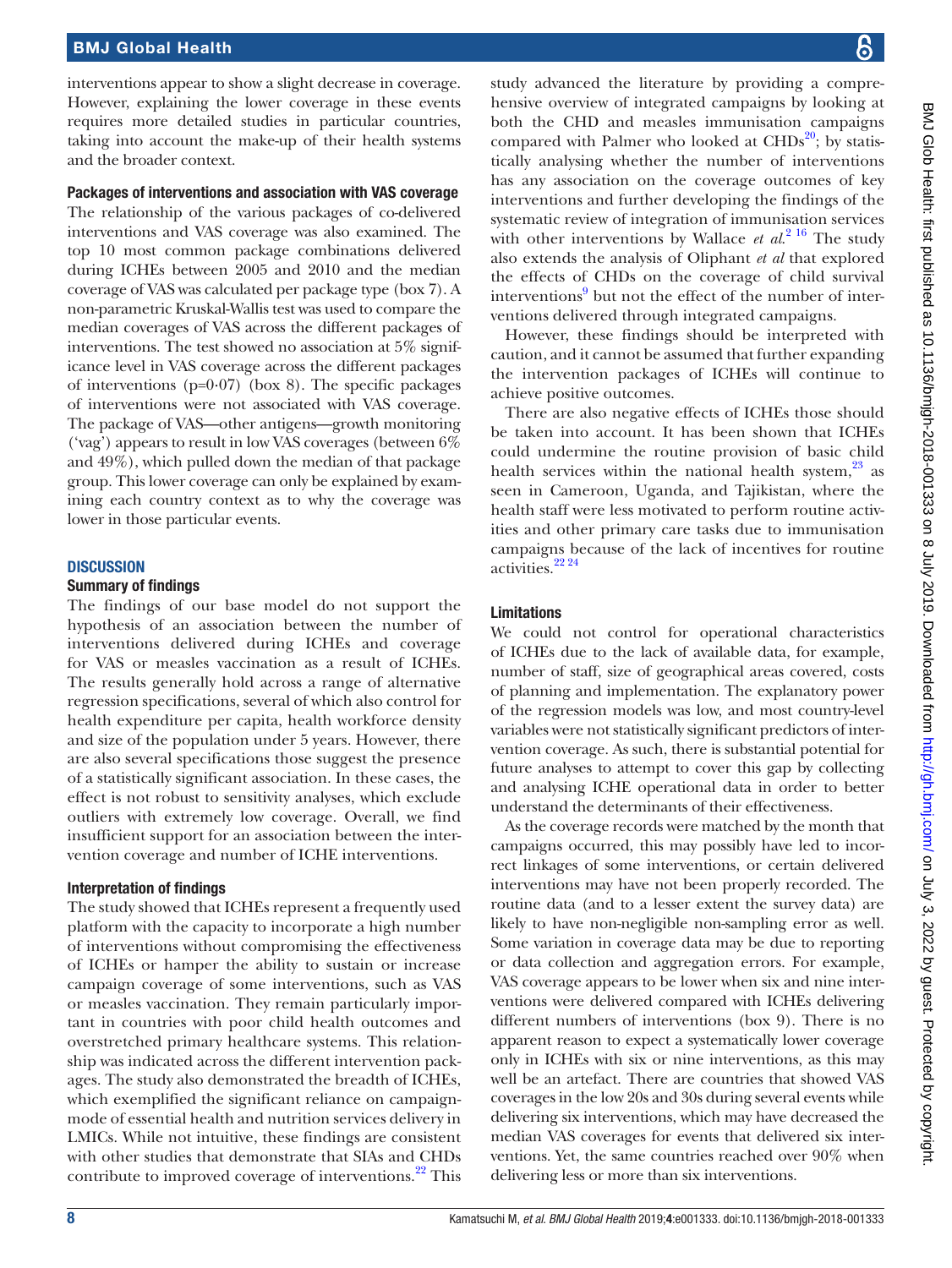interventions appear to show a slight decrease in coverage. However, explaining the lower coverage in these events requires more detailed studies in particular countries, taking into account the make-up of their health systems and the broader context.

### Packages of interventions and association with VAS coverage

The relationship of the various packages of co-delivered interventions and VAS coverage was also examined. The top 10 most common package combinations delivered during ICHEs between 2005 and 2010 and the median coverage of VAS was calculated per package type (box 7). A non-parametric Kruskal-Wallis test was used to compare the median coverages of VAS across the different packages of interventions. The test showed no association at 5% significance level in VAS coverage across the different packages of interventions (p=0·07) (box 8). The specific packages of interventions were not associated with VAS coverage. The package of VAS—other antigens—growth monitoring ('vag') appears to result in low VAS coverages (between 6% and 49%), which pulled down the median of that package group. This lower coverage can only be explained by examining each country context as to why the coverage was lower in those particular events.

## DISCUSSION

### Summary of findings

The findings of our base model do not support the hypothesis of an association between the number of interventions delivered during ICHEs and coverage for VAS or measles vaccination as a result of ICHEs. The results generally hold across a range of alternative regression specifications, several of which also control for health expenditure per capita, health workforce density and size of the population under 5 years. However, there are also several specifications those suggest the presence of a statistically significant association. In these cases, the effect is not robust to sensitivity analyses, which exclude outliers with extremely low coverage. Overall, we find insufficient support for an association between the intervention coverage and number of ICHE interventions.

### Interpretation of findings

The study showed that ICHEs represent a frequently used platform with the capacity to incorporate a high number of interventions without compromising the effectiveness of ICHEs or hamper the ability to sustain or increase campaign coverage of some interventions, such as VAS or measles vaccination. They remain particularly important in countries with poor child health outcomes and overstretched primary healthcare systems. This relationship was indicated across the different intervention packages. The study also demonstrated the breadth of ICHEs, which exemplified the significant reliance on campaign-mode of essential health and nutrition services delivery in LMICs. While not intuitive, these findings are consistent with other studies that demonstrate that SIAs and CHDs contribute to improved coverage of interventions.[22] This study advanced the literature by providing a comprehensive overview of integrated campaigns by looking at both the CHD and measles immunisation campaigns compared with Palmer who looked at CHDs[20]; by statistically analysing whether the number of interventions has any association on the coverage outcomes of key interventions and further developing the findings of the systematic review of integration of immunisation services with other interventions by Wallace *et al*.[2 16] The study also extends the analysis of Oliphant *et al* that explored the effects of CHDs on the coverage of child survival interventions[9] but not the effect of the number of interventions delivered through integrated campaigns.

However, these findings should be interpreted with caution, and it cannot be assumed that further expanding the intervention packages of ICHEs will continue to achieve positive outcomes.

There are also negative effects of ICHEs those should be taken into account. It has been shown that ICHEs could undermine the routine provision of basic child health services within the national health system,[23] as seen in Cameroon, Uganda, and Tajikistan, where the health staff were less motivated to perform routine activities and other primary care tasks due to immunisation campaigns because of the lack of incentives for routine activities.[22 24]

### Limitations

We could not control for operational characteristics of ICHEs due to the lack of available data, for example, number of staff, size of geographical areas covered, costs of planning and implementation. The explanatory power of the regression models was low, and most country-level variables were not statistically significant predictors of intervention coverage. As such, there is substantial potential for future analyses to attempt to cover this gap by collecting and analysing ICHE operational data in order to better understand the determinants of their effectiveness.

As the coverage records were matched by the month that campaigns occurred, this may possibly have led to incorrect linkages of some interventions, or certain delivered interventions may have not been properly recorded. The routine data (and to a lesser extent the survey data) are likely to have non-negligible non-sampling error as well. Some variation in coverage data may be due to reporting or data collection and aggregation errors. For example, VAS coverage appears to be lower when six and nine interventions were delivered compared with ICHEs delivering different numbers of interventions (box 9). There is no apparent reason to expect a systematically lower coverage only in ICHEs with six or nine interventions, as this may well be an artefact. There are countries that showed VAS coverages in the low 20s and 30s during several events while delivering six interventions, which may have decreased the median VAS coverages for events that delivered six interventions. Yet, the same countries reached over 90% when delivering less or more than six interventions.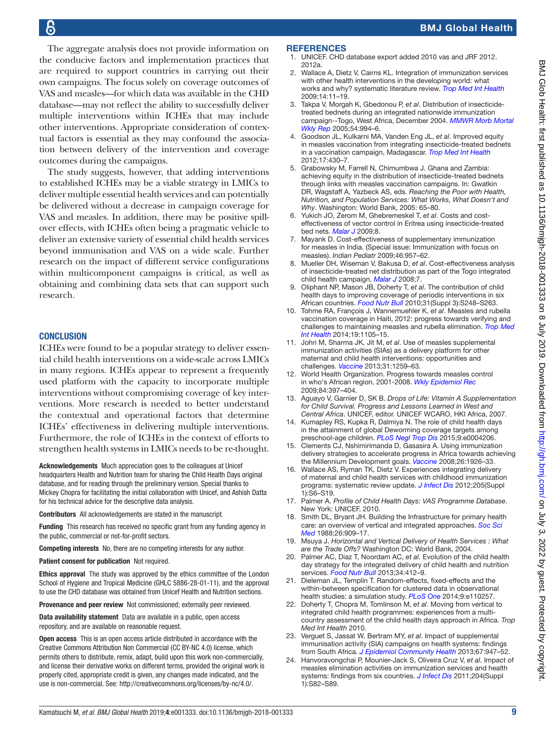The aggregate analysis does not provide information on the conducive factors and implementation practices that are required to support countries in carrying out their own campaigns. The focus solely on coverage outcomes of VAS and measles—for which data was available in the CHD database—may not reflect the ability to successfully deliver multiple interventions within ICHEs that may include other interventions. Appropriate consideration of contextual factors is essential as they may confound the association between delivery of the intervention and coverage outcomes during the campaigns.

The study suggests, however, that adding interventions to established ICHEs may be a viable strategy in LMICs to deliver multiple essential health services and can potentially be delivered without a decrease in campaign coverage for VAS and measles. In addition, there may be positive spillover effects, with ICHEs often being a pragmatic vehicle to deliver an extensive variety of essential child health services beyond immunisation and VAS on a wide scale. Further research on the impact of different service configurations within multicomponent campaigns is critical, as well as obtaining and combining data sets that can support such research.

## CONCLUSION

ICHEs were found to be a popular strategy to deliver essential child health interventions on a wide-scale across LMICs in many regions. ICHEs appear to represent a frequently used platform with the capacity to incorporate multiple interventions without compromising coverage of key interventions. More research is needed to better understand the contextual and operational factors that determine ICHEs' effectiveness in delivering multiple interventions. Furthermore, the role of ICHEs in the context of efforts to strengthen health systems in LMICs needs to be re-thought.

**Acknowledgements** Much appreciation goes to the colleagues at Unicef headquarters Health and Nutrition team for sharing the Child Health Days original database, and for reading through the preliminary version. Special thanks to Mickey Chopra for facilitating the initial collaboration with Unicef, and Ashish Datta for his technical advice for the descriptive data analysis.

**Contributors** All acknowledgements are stated in the manuscript.

**Funding** This research has received no specific grant from any funding agency in the public, commercial or not-for-profit sectors.

**Competing interests** No, there are no competing interests for any author.

**Patient consent for publication** Not required.

**Ethics approval** The study was approved by the ethics committee of the London School of Hygiene and Tropical Medicine (GHLC 5886-28-01-11), and the approval to use the CHD database was obtained from Unicef Health and Nutrition sections.

**Provenance and peer review** Not commissioned; externally peer reviewed.

**Data availability statement** Data are available in a public, open access repository, and are available on reasonable request.

**Open access** This is an open access article distributed in accordance with the Creative Commons Attribution Non Commercial (CC BY-NC 4.0) license, which permits others to distribute, remix, adapt, build upon this work non-commercially, and license their derivative works on different terms, provided the original work is properly cited, appropriate credit is given, any changes made indicated, and the use is non-commercial. See: http://creativecommons.org/licenses/by-nc/4.0/.

## REFERENCES

1. UNICEF. CHD database export added 2010 vas and JRF 2012. 2012a.
2. Wallace A, Dietz V, Cairns KL. Integration of immunization services with other health interventions in the developing world: what works and why? systematic literature review. *Trop Med Int Health* 2009;14:11–19.
3. Takpa V, Morgah K, Gbedonou P, *et al*. Distribution of insecticide-treated bednets during an integrated nationwide immunization campaign--Togo, West Africa, December 2004. *MMWR Morb Mortal Wkly Rep* 2005;54:994–6.
4. Goodson JL, Kulkarni MA, Vanden Eng JL, *et al*. Improved equity in measles vaccination from integrating insecticide-treated bednets in a vaccination campaign, Madagascar. *Trop Med Int Health* 2012;17:430–7.
5. Grabowsky M, Farrell N, Chimumbwa J. Ghana and Zambia: achieving equity in the distribution of insecticide-treated bednets through links with measles vaccination campaigns. In: Gwatkin DR, Wagstaff A, Yazbeck AS, eds. *Reaching the Poor with Health, Nutrition, and Population Services: What Works, What Doesn't and Why*. Washington: World Bank, 2005: 65–80.
6. Yukich JO, Zerom M, Ghebremeskel T, *et al*. Costs and cost-effectiveness of vector control in Eritrea using insecticide-treated bed nets. *Malar J* 2009;8.
7. Mayank D. Cost-effectiveness of supplementary immunization for measles in India. (Special issue: Immunization with focus on measles). *Indian Pediatr* 2009;46:957–62.
8. Mueller DH, Wiseman V, Bakusa D, *et al*. Cost-effectiveness analysis of insecticide-treated net distribution as part of the Togo integrated child health campaign. *Malar J* 2008;7.
9. Oliphant NP, Mason JB, Doherty T, *et al*. The contribution of child health days to improving coverage of periodic interventions in six African countries. *Food Nutr Bull* 2010;31(Suppl 3):S248–S263.
10. Tohme RA, François J, Wannemuehler K, *et al*. Measles and rubella vaccination coverage in Haiti, 2012: progress towards verifying and challenges to maintaining measles and rubella elimination. *Trop Med Int Health* 2014;19:1105–15.
11. Johri M, Sharma JK, Jit M, *et al*. Use of measles supplemental immunization activities (SIAs) as a delivery platform for other maternal and child health interventions: opportunities and challenges. *Vaccine* 2013;31:1259–63.
12. World Health Organization. Progress towards measles control in who's African region, 2001-2008. *Wkly Epidemiol Rec* 2009;84:397–404.
13. Aguayo V, Garnier D, SK B. *Drops of Life: Vitamin A Supplementation for Child Survival. Progress and Lessons Learned in West and Central Africa*. UNICEF, editor. UNICEF WCARO, HKI Africa, 2007.
14. Kumapley RS, Kupka R, Dalmiya N. The role of child health days in the attainment of global Deworming coverage targets among preschool-age children. *PLoS Negl Trop Dis* 2015;9:e0004206.
15. Clements CJ, Nshimirimanda D, Gasasira A. Using immunization delivery strategies to accelerate progress in Africa towards achieving the Millennium Development goals. *Vaccine* 2008;26:1926–33.
16. Wallace AS, Ryman TK, Dietz V. Experiences integrating delivery of maternal and child health services with childhood immunization programs: systematic review update. *J Infect Dis* 2012;205(Suppl 1):S6–S19.
17. Palmer A. *Profile of Child Health Days: VAS Programme Database*. New York: UNICEF, 2010.
18. Smith DL, Bryant JH. Building the Infrastructure for primary health care: an overview of vertical and integrated approaches. *Soc Sci Med* 1988;26:909–17.
19. Msuya J. *Horizontal and Vertical Delivery of Health Services : What are the Trade Offs?* Washington DC: World Bank, 2004.
20. Palmer AC, Diaz T, Noordam AC, *et al*. Evolution of the child health day strategy for the integrated delivery of child health and nutrition services. *Food Nutr Bull* 2013;34:412–9.
21. Dieleman JL, Templin T. Random-effects, fixed-effects and the within-between specification for clustered data in observational health studies: a simulation study. *PLoS One* 2014;9:e110257.
22. Doherty T, Chopra M, Tomlinson M, *et al*. Moving from vertical to integrated child health programmes: experiences from a multi-country assessment of the child health days approach in Africa. *Trop Med Int Health* 2010.
23. Verguet S, Jassat W, Bertram MY, *et al*. Impact of supplemental immunisation activity (SIA) campaigns on health systems: findings from South Africa. *J Epidemiol Community Health* 2013;67:947–52.
24. Hanvoravongchai P, Mounier-Jack S, Oliveira Cruz V, *et al*. Impact of measles elimination activities on immunization services and health systems: findings from six countries. *J Infect Dis* 2011;204(Suppl 1):S82–S89.